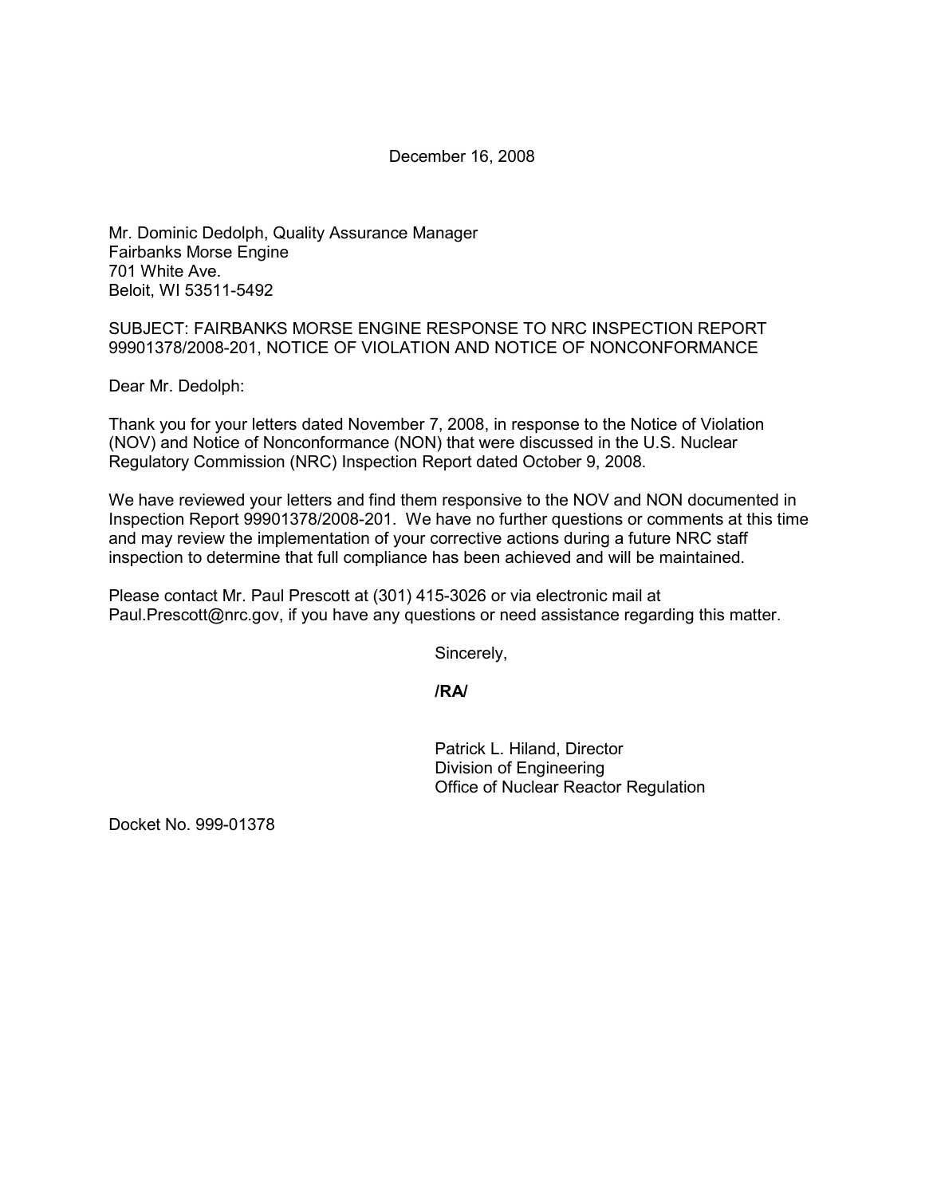December 16, 2008

Mr. Dominic Dedolph, Quality Assurance Manager
Fairbanks Morse Engine
701 White Ave.
Beloit, WI 53511-5492

SUBJECT: FAIRBANKS MORSE ENGINE RESPONSE TO NRC INSPECTION REPORT 99901378/2008-201, NOTICE OF VIOLATION AND NOTICE OF NONCONFORMANCE

Dear Mr. Dedolph:

Thank you for your letters dated November 7, 2008, in response to the Notice of Violation (NOV) and Notice of Nonconformance (NON) that were discussed in the U.S. Nuclear Regulatory Commission (NRC) Inspection Report dated October 9, 2008.

We have reviewed your letters and find them responsive to the NOV and NON documented in Inspection Report 99901378/2008-201. We have no further questions or comments at this time and may review the implementation of your corrective actions during a future NRC staff inspection to determine that full compliance has been achieved and will be maintained.

Please contact Mr. Paul Prescott at (301) 415-3026 or via electronic mail at Paul.Prescott@nrc.gov, if you have any questions or need assistance regarding this matter.

Sincerely,

**/RA/**

Patrick L. Hiland, Director
Division of Engineering
Office of Nuclear Reactor Regulation

Docket No. 999-01378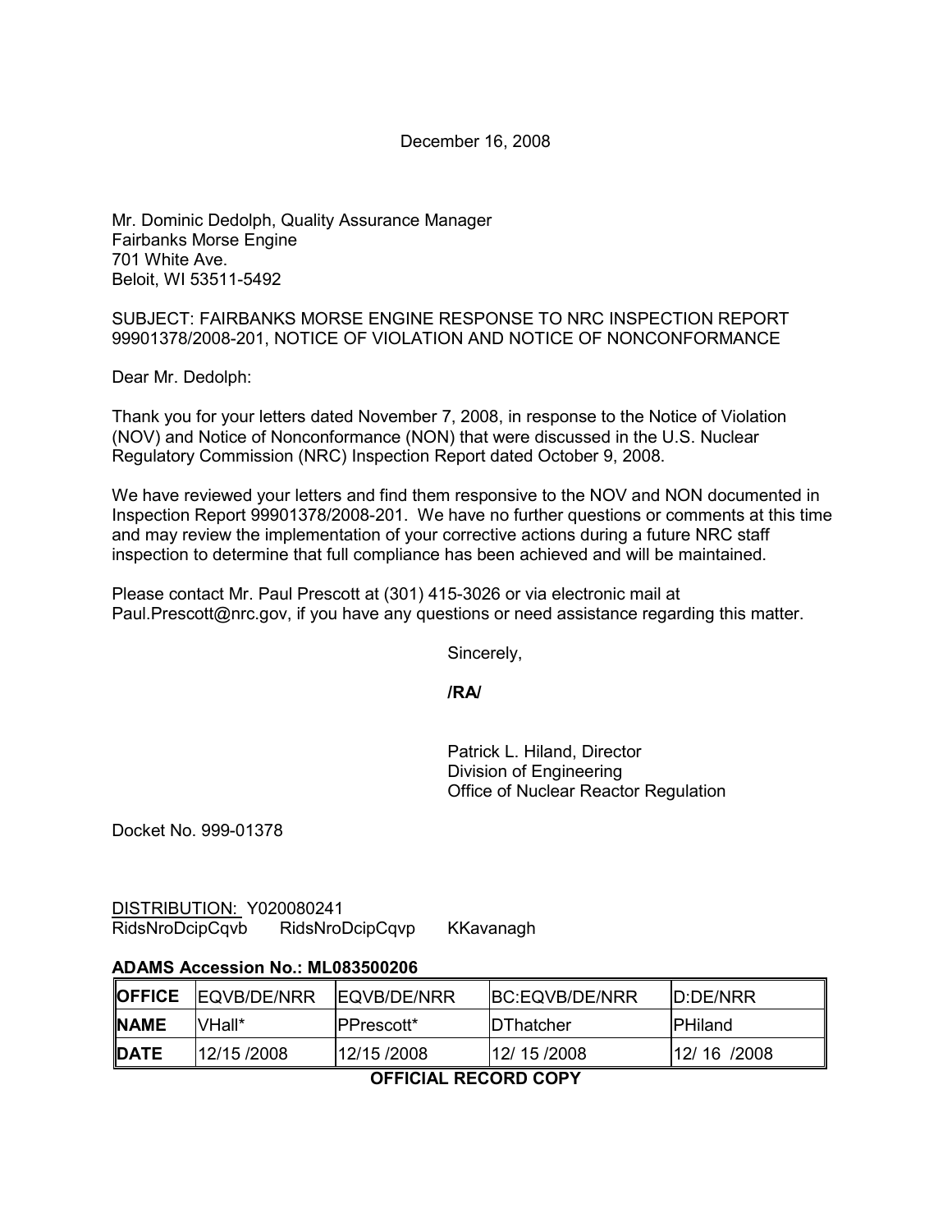December 16, 2008

Mr. Dominic Dedolph, Quality Assurance Manager
Fairbanks Morse Engine
701 White Ave.
Beloit, WI 53511-5492

SUBJECT: FAIRBANKS MORSE ENGINE RESPONSE TO NRC INSPECTION REPORT 99901378/2008-201, NOTICE OF VIOLATION AND NOTICE OF NONCONFORMANCE

Dear Mr. Dedolph:

Thank you for your letters dated November 7, 2008, in response to the Notice of Violation (NOV) and Notice of Nonconformance (NON) that were discussed in the U.S. Nuclear Regulatory Commission (NRC) Inspection Report dated October 9, 2008.

We have reviewed your letters and find them responsive to the NOV and NON documented in Inspection Report 99901378/2008-201. We have no further questions or comments at this time and may review the implementation of your corrective actions during a future NRC staff inspection to determine that full compliance has been achieved and will be maintained.

Please contact Mr. Paul Prescott at (301) 415-3026 or via electronic mail at Paul.Prescott@nrc.gov, if you have any questions or need assistance regarding this matter.

Sincerely,

**/RA/**

Patrick L. Hiland, Director
Division of Engineering
Office of Nuclear Reactor Regulation

Docket No. 999-01378

DISTRIBUTION: Y020080241
RidsNroDcipCqvb RidsNroDcipCqvp KKavanagh

**ADAMS Accession No.: ML083500206**

| **OFFICE** | EQVB/DE/NRR | EQVB/DE/NRR | BC:EQVB/DE/NRR | D:DE/NRR |
|---|---|---|---|---|
| **NAME** | VHall* | PPrescott* | DThatcher | PHiland |
| **DATE** | 12/15 /2008 | 12/15 /2008 | 12/ 15 /2008 | 12/ 16 /2008 |

**OFFICIAL RECORD COPY**